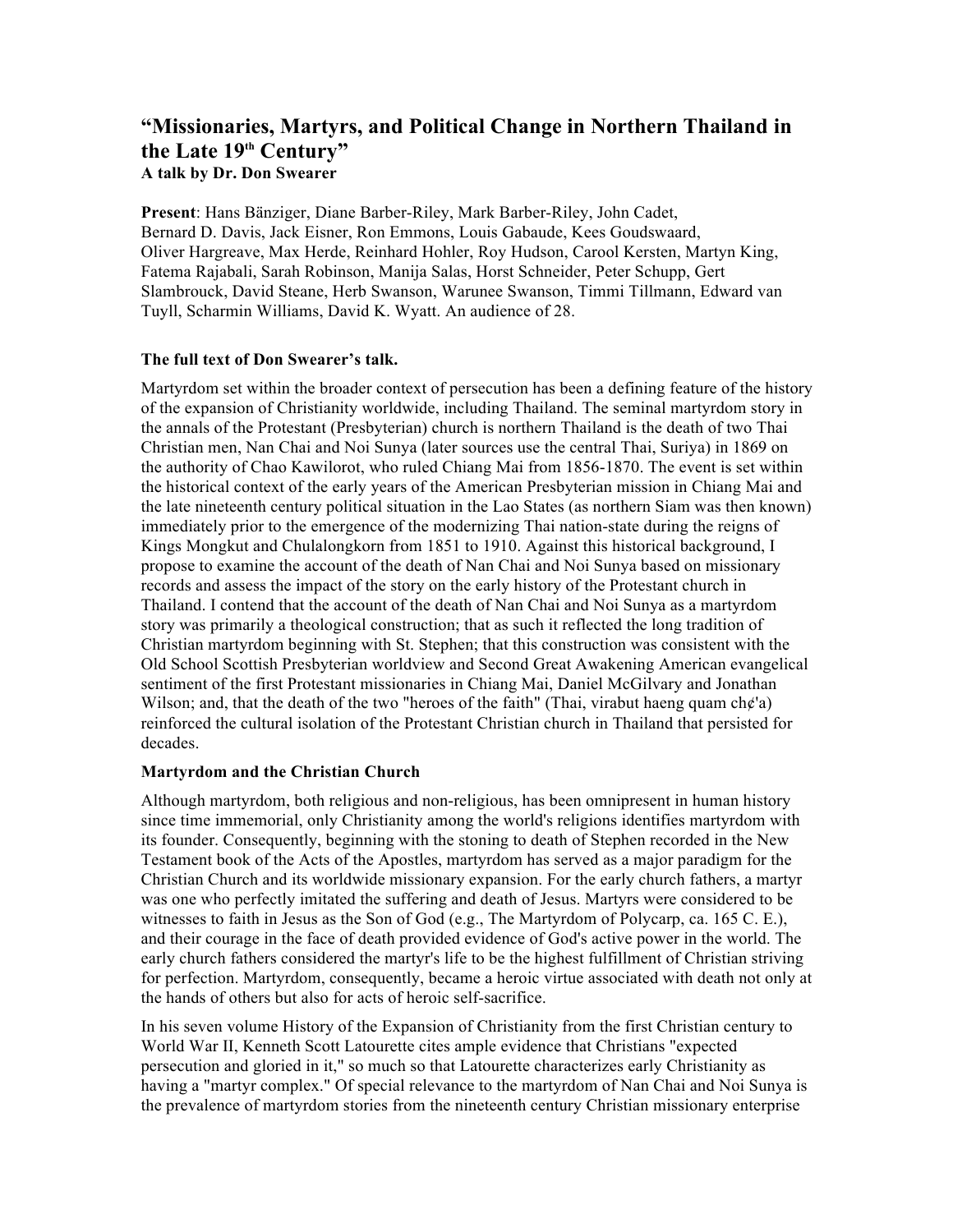# "Missionaries, Martyrs, and Political Change in Northern Thailand in the Late 19th Century"

**A talk by Dr. Don Swearer**

**Present**: Hans Bänziger, Diane Barber-Riley, Mark Barber-Riley, John Cadet, Bernard D. Davis, Jack Eisner, Ron Emmons, Louis Gabaude, Kees Goudswaard, Oliver Hargreave, Max Herde, Reinhard Hohler, Roy Hudson, Carool Kersten, Martyn King, Fatema Rajabali, Sarah Robinson, Manija Salas, Horst Schneider, Peter Schupp, Gert Slambrouck, David Steane, Herb Swanson, Warunee Swanson, Timmi Tillmann, Edward van Tuyll, Scharmin Williams, David K. Wyatt. An audience of 28.

**The full text of Don Swearer's talk.**

Martyrdom set within the broader context of persecution has been a defining feature of the history of the expansion of Christianity worldwide, including Thailand. The seminal martyrdom story in the annals of the Protestant (Presbyterian) church is northern Thailand is the death of two Thai Christian men, Nan Chai and Noi Sunya (later sources use the central Thai, Suriya) in 1869 on the authority of Chao Kawilorot, who ruled Chiang Mai from 1856-1870. The event is set within the historical context of the early years of the American Presbyterian mission in Chiang Mai and the late nineteenth century political situation in the Lao States (as northern Siam was then known) immediately prior to the emergence of the modernizing Thai nation-state during the reigns of Kings Mongkut and Chulalongkorn from 1851 to 1910. Against this historical background, I propose to examine the account of the death of Nan Chai and Noi Sunya based on missionary records and assess the impact of the story on the early history of the Protestant church in Thailand. I contend that the account of the death of Nan Chai and Noi Sunya as a martyrdom story was primarily a theological construction; that as such it reflected the long tradition of Christian martyrdom beginning with St. Stephen; that this construction was consistent with the Old School Scottish Presbyterian worldview and Second Great Awakening American evangelical sentiment of the first Protestant missionaries in Chiang Mai, Daniel McGilvary and Jonathan Wilson; and, that the death of the two "heroes of the faith" (Thai, virabut haeng quam ch¢'a) reinforced the cultural isolation of the Protestant Christian church in Thailand that persisted for decades.

## Martyrdom and the Christian Church

Although martyrdom, both religious and non-religious, has been omnipresent in human history since time immemorial, only Christianity among the world's religions identifies martyrdom with its founder. Consequently, beginning with the stoning to death of Stephen recorded in the New Testament book of the Acts of the Apostles, martyrdom has served as a major paradigm for the Christian Church and its worldwide missionary expansion. For the early church fathers, a martyr was one who perfectly imitated the suffering and death of Jesus. Martyrs were considered to be witnesses to faith in Jesus as the Son of God (e.g., The Martyrdom of Polycarp, ca. 165 C. E.), and their courage in the face of death provided evidence of God's active power in the world. The early church fathers considered the martyr's life to be the highest fulfillment of Christian striving for perfection. Martyrdom, consequently, became a heroic virtue associated with death not only at the hands of others but also for acts of heroic self-sacrifice.

In his seven volume History of the Expansion of Christianity from the first Christian century to World War II, Kenneth Scott Latourette cites ample evidence that Christians "expected persecution and gloried in it," so much so that Latourette characterizes early Christianity as having a "martyr complex." Of special relevance to the martyrdom of Nan Chai and Noi Sunya is the prevalence of martyrdom stories from the nineteenth century Christian missionary enterprise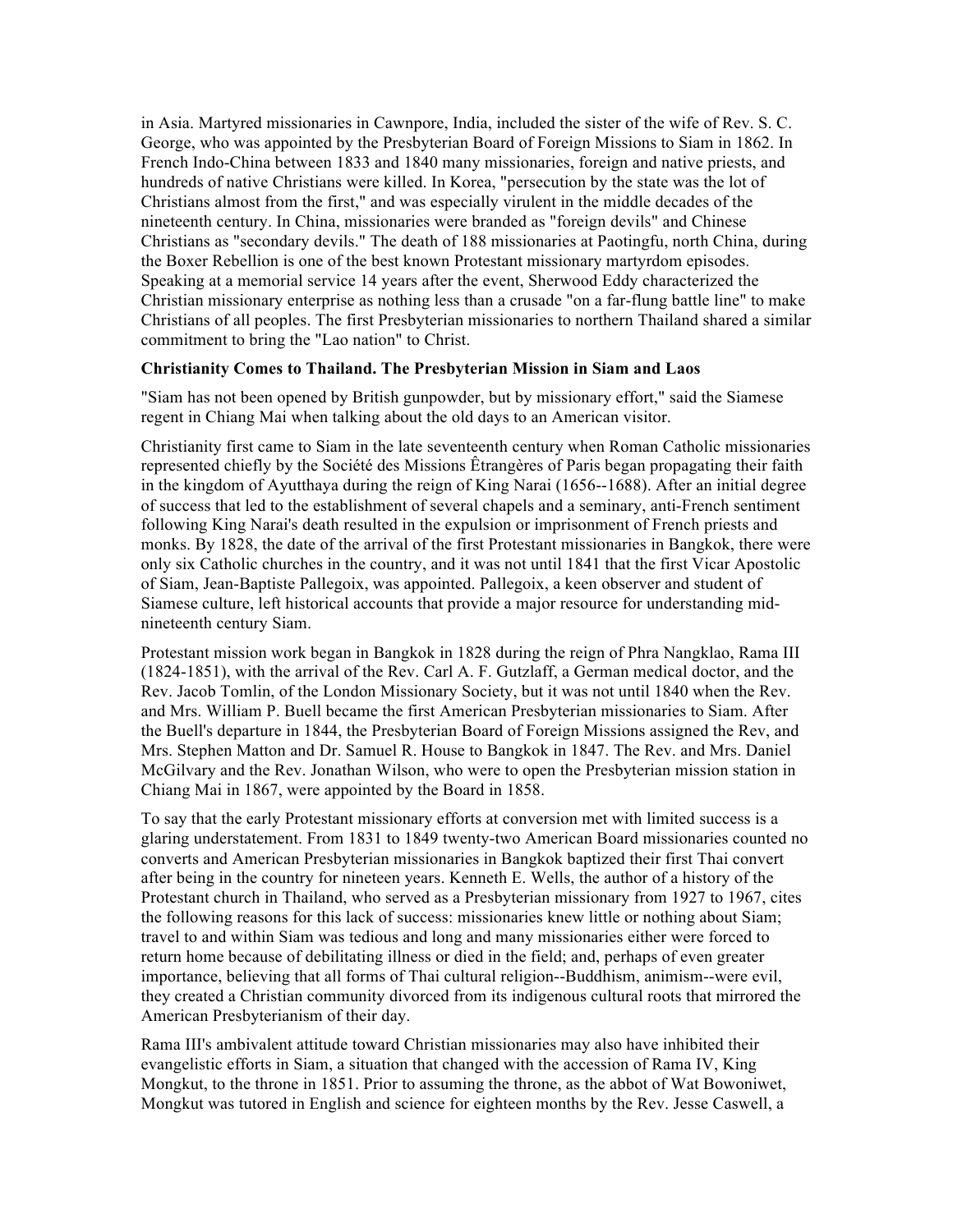in Asia. Martyred missionaries in Cawnpore, India, included the sister of the wife of Rev. S. C. George, who was appointed by the Presbyterian Board of Foreign Missions to Siam in 1862. In French Indo-China between 1833 and 1840 many missionaries, foreign and native priests, and hundreds of native Christians were killed. In Korea, "persecution by the state was the lot of Christians almost from the first," and was especially virulent in the middle decades of the nineteenth century. In China, missionaries were branded as "foreign devils" and Chinese Christians as "secondary devils." The death of 188 missionaries at Paotingfu, north China, during the Boxer Rebellion is one of the best known Protestant missionary martyrdom episodes. Speaking at a memorial service 14 years after the event, Sherwood Eddy characterized the Christian missionary enterprise as nothing less than a crusade "on a far-flung battle line" to make Christians of all peoples. The first Presbyterian missionaries to northern Thailand shared a similar commitment to bring the "Lao nation" to Christ.

**Christianity Comes to Thailand. The Presbyterian Mission in Siam and Laos**

"Siam has not been opened by British gunpowder, but by missionary effort," said the Siamese regent in Chiang Mai when talking about the old days to an American visitor.

Christianity first came to Siam in the late seventeenth century when Roman Catholic missionaries represented chiefly by the Société des Missions Êtrangères of Paris began propagating their faith in the kingdom of Ayutthaya during the reign of King Narai (1656--1688). After an initial degree of success that led to the establishment of several chapels and a seminary, anti-French sentiment following King Narai's death resulted in the expulsion or imprisonment of French priests and monks. By 1828, the date of the arrival of the first Protestant missionaries in Bangkok, there were only six Catholic churches in the country, and it was not until 1841 that the first Vicar Apostolic of Siam, Jean-Baptiste Pallegoix, was appointed. Pallegoix, a keen observer and student of Siamese culture, left historical accounts that provide a major resource for understanding mid-nineteenth century Siam.

Protestant mission work began in Bangkok in 1828 during the reign of Phra Nangklao, Rama III (1824-1851), with the arrival of the Rev. Carl A. F. Gutzlaff, a German medical doctor, and the Rev. Jacob Tomlin, of the London Missionary Society, but it was not until 1840 when the Rev. and Mrs. William P. Buell became the first American Presbyterian missionaries to Siam. After the Buell's departure in 1844, the Presbyterian Board of Foreign Missions assigned the Rev, and Mrs. Stephen Matton and Dr. Samuel R. House to Bangkok in 1847. The Rev. and Mrs. Daniel McGilvary and the Rev. Jonathan Wilson, who were to open the Presbyterian mission station in Chiang Mai in 1867, were appointed by the Board in 1858.

To say that the early Protestant missionary efforts at conversion met with limited success is a glaring understatement. From 1831 to 1849 twenty-two American Board missionaries counted no converts and American Presbyterian missionaries in Bangkok baptized their first Thai convert after being in the country for nineteen years. Kenneth E. Wells, the author of a history of the Protestant church in Thailand, who served as a Presbyterian missionary from 1927 to 1967, cites the following reasons for this lack of success: missionaries knew little or nothing about Siam; travel to and within Siam was tedious and long and many missionaries either were forced to return home because of debilitating illness or died in the field; and, perhaps of even greater importance, believing that all forms of Thai cultural religion--Buddhism, animism--were evil, they created a Christian community divorced from its indigenous cultural roots that mirrored the American Presbyterianism of their day.

Rama III's ambivalent attitude toward Christian missionaries may also have inhibited their evangelistic efforts in Siam, a situation that changed with the accession of Rama IV, King Mongkut, to the throne in 1851. Prior to assuming the throne, as the abbot of Wat Bowoniwet, Mongkut was tutored in English and science for eighteen months by the Rev. Jesse Caswell, a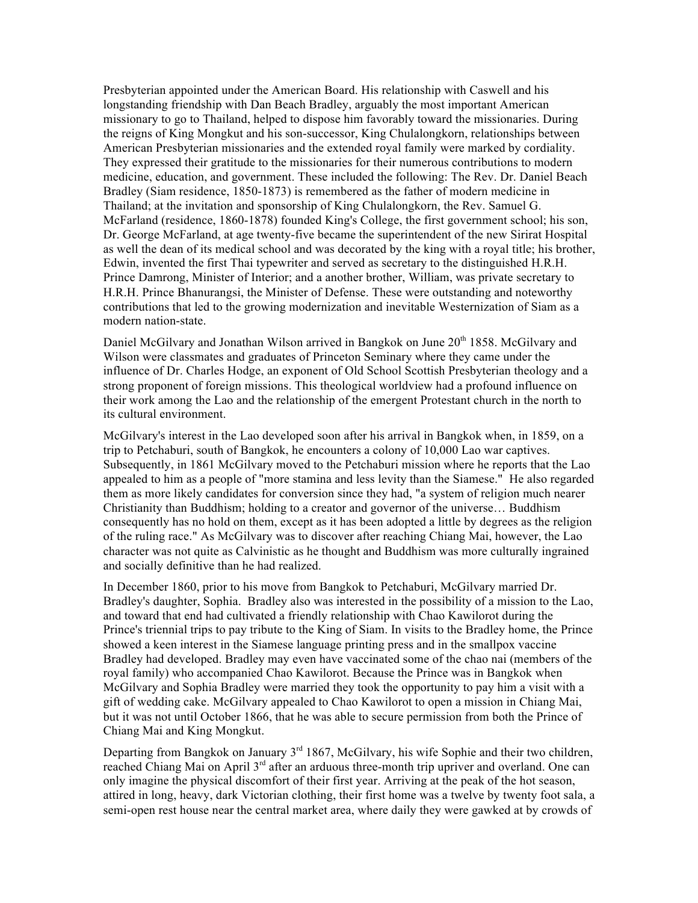Presbyterian appointed under the American Board. His relationship with Caswell and his longstanding friendship with Dan Beach Bradley, arguably the most important American missionary to go to Thailand, helped to dispose him favorably toward the missionaries. During the reigns of King Mongkut and his son-successor, King Chulalongkorn, relationships between American Presbyterian missionaries and the extended royal family were marked by cordiality. They expressed their gratitude to the missionaries for their numerous contributions to modern medicine, education, and government. These included the following: The Rev. Dr. Daniel Beach Bradley (Siam residence, 1850-1873) is remembered as the father of modern medicine in Thailand; at the invitation and sponsorship of King Chulalongkorn, the Rev. Samuel G. McFarland (residence, 1860-1878) founded King's College, the first government school; his son, Dr. George McFarland, at age twenty-five became the superintendent of the new Sirirat Hospital as well the dean of its medical school and was decorated by the king with a royal title; his brother, Edwin, invented the first Thai typewriter and served as secretary to the distinguished H.R.H. Prince Damrong, Minister of Interior; and a another brother, William, was private secretary to H.R.H. Prince Bhanurangsi, the Minister of Defense. These were outstanding and noteworthy contributions that led to the growing modernization and inevitable Westernization of Siam as a modern nation-state.

Daniel McGilvary and Jonathan Wilson arrived in Bangkok on June 20th 1858. McGilvary and Wilson were classmates and graduates of Princeton Seminary where they came under the influence of Dr. Charles Hodge, an exponent of Old School Scottish Presbyterian theology and a strong proponent of foreign missions. This theological worldview had a profound influence on their work among the Lao and the relationship of the emergent Protestant church in the north to its cultural environment.

McGilvary's interest in the Lao developed soon after his arrival in Bangkok when, in 1859, on a trip to Petchaburi, south of Bangkok, he encounters a colony of 10,000 Lao war captives. Subsequently, in 1861 McGilvary moved to the Petchaburi mission where he reports that the Lao appealed to him as a people of "more stamina and less levity than the Siamese." He also regarded them as more likely candidates for conversion since they had, "a system of religion much nearer Christianity than Buddhism; holding to a creator and governor of the universe… Buddhism consequently has no hold on them, except as it has been adopted a little by degrees as the religion of the ruling race." As McGilvary was to discover after reaching Chiang Mai, however, the Lao character was not quite as Calvinistic as he thought and Buddhism was more culturally ingrained and socially definitive than he had realized.

In December 1860, prior to his move from Bangkok to Petchaburi, McGilvary married Dr. Bradley's daughter, Sophia. Bradley also was interested in the possibility of a mission to the Lao, and toward that end had cultivated a friendly relationship with Chao Kawilorot during the Prince's triennial trips to pay tribute to the King of Siam. In visits to the Bradley home, the Prince showed a keen interest in the Siamese language printing press and in the smallpox vaccine Bradley had developed. Bradley may even have vaccinated some of the chao nai (members of the royal family) who accompanied Chao Kawilorot. Because the Prince was in Bangkok when McGilvary and Sophia Bradley were married they took the opportunity to pay him a visit with a gift of wedding cake. McGilvary appealed to Chao Kawilorot to open a mission in Chiang Mai, but it was not until October 1866, that he was able to secure permission from both the Prince of Chiang Mai and King Mongkut.

Departing from Bangkok on January 3rd 1867, McGilvary, his wife Sophie and their two children, reached Chiang Mai on April 3rd after an arduous three-month trip upriver and overland. One can only imagine the physical discomfort of their first year. Arriving at the peak of the hot season, attired in long, heavy, dark Victorian clothing, their first home was a twelve by twenty foot sala, a semi-open rest house near the central market area, where daily they were gawked at by crowds of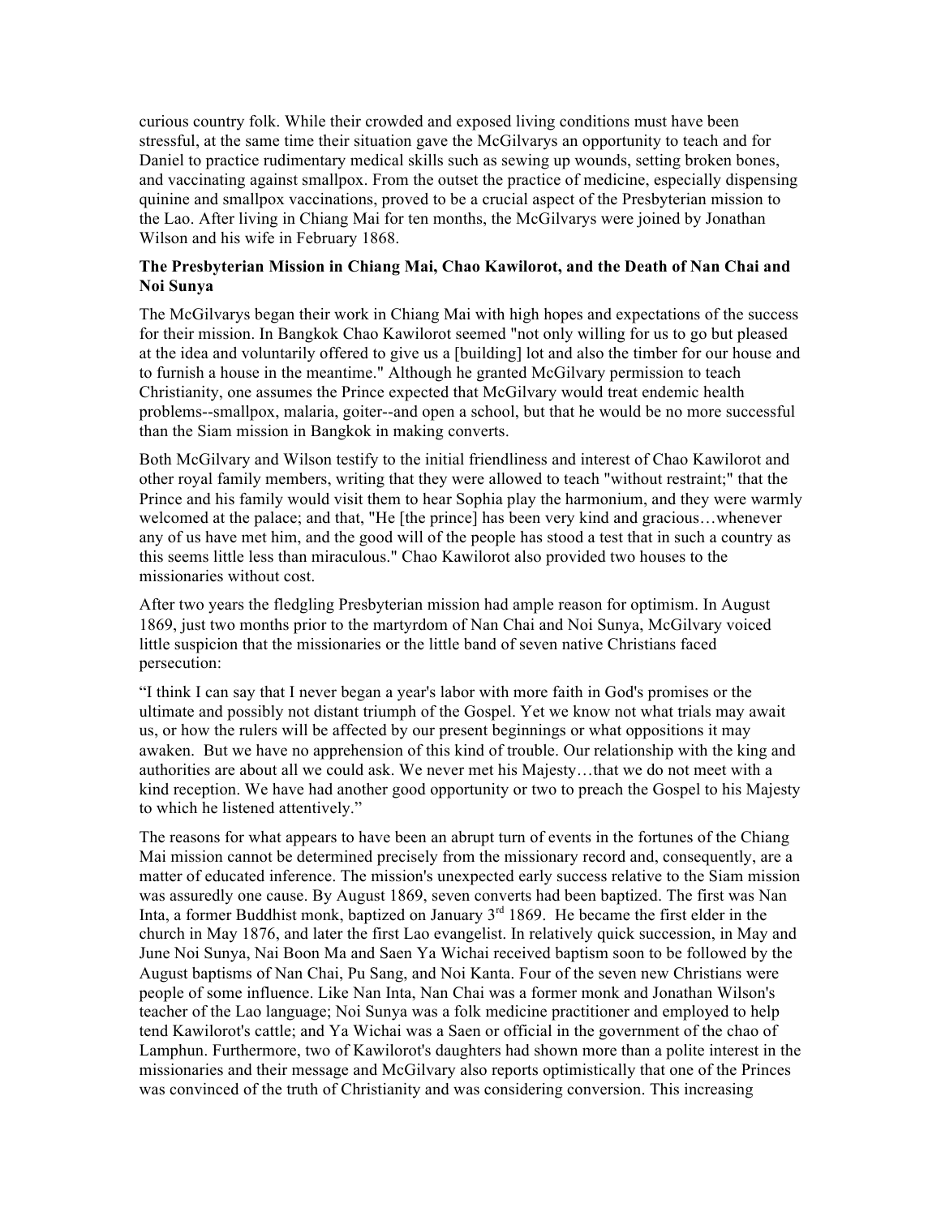curious country folk. While their crowded and exposed living conditions must have been stressful, at the same time their situation gave the McGilvarys an opportunity to teach and for Daniel to practice rudimentary medical skills such as sewing up wounds, setting broken bones, and vaccinating against smallpox. From the outset the practice of medicine, especially dispensing quinine and smallpox vaccinations, proved to be a crucial aspect of the Presbyterian mission to the Lao. After living in Chiang Mai for ten months, the McGilvarys were joined by Jonathan Wilson and his wife in February 1868.

**The Presbyterian Mission in Chiang Mai, Chao Kawilorot, and the Death of Nan Chai and Noi Sunya**

The McGilvarys began their work in Chiang Mai with high hopes and expectations of the success for their mission. In Bangkok Chao Kawilorot seemed "not only willing for us to go but pleased at the idea and voluntarily offered to give us a [building] lot and also the timber for our house and to furnish a house in the meantime." Although he granted McGilvary permission to teach Christianity, one assumes the Prince expected that McGilvary would treat endemic health problems--smallpox, malaria, goiter--and open a school, but that he would be no more successful than the Siam mission in Bangkok in making converts.

Both McGilvary and Wilson testify to the initial friendliness and interest of Chao Kawilorot and other royal family members, writing that they were allowed to teach "without restraint;" that the Prince and his family would visit them to hear Sophia play the harmonium, and they were warmly welcomed at the palace; and that, "He [the prince] has been very kind and gracious…whenever any of us have met him, and the good will of the people has stood a test that in such a country as this seems little less than miraculous." Chao Kawilorot also provided two houses to the missionaries without cost.

After two years the fledgling Presbyterian mission had ample reason for optimism. In August 1869, just two months prior to the martyrdom of Nan Chai and Noi Sunya, McGilvary voiced little suspicion that the missionaries or the little band of seven native Christians faced persecution:

"I think I can say that I never began a year's labor with more faith in God's promises or the ultimate and possibly not distant triumph of the Gospel. Yet we know not what trials may await us, or how the rulers will be affected by our present beginnings or what oppositions it may awaken. But we have no apprehension of this kind of trouble. Our relationship with the king and authorities are about all we could ask. We never met his Majesty…that we do not meet with a kind reception. We have had another good opportunity or two to preach the Gospel to his Majesty to which he listened attentively."

The reasons for what appears to have been an abrupt turn of events in the fortunes of the Chiang Mai mission cannot be determined precisely from the missionary record and, consequently, are a matter of educated inference. The mission's unexpected early success relative to the Siam mission was assuredly one cause. By August 1869, seven converts had been baptized. The first was Nan Inta, a former Buddhist monk, baptized on January 3rd 1869. He became the first elder in the church in May 1876, and later the first Lao evangelist. In relatively quick succession, in May and June Noi Sunya, Nai Boon Ma and Saen Ya Wichai received baptism soon to be followed by the August baptisms of Nan Chai, Pu Sang, and Noi Kanta. Four of the seven new Christians were people of some influence. Like Nan Inta, Nan Chai was a former monk and Jonathan Wilson's teacher of the Lao language; Noi Sunya was a folk medicine practitioner and employed to help tend Kawilorot's cattle; and Ya Wichai was a Saen or official in the government of the chao of Lamphun. Furthermore, two of Kawilorot's daughters had shown more than a polite interest in the missionaries and their message and McGilvary also reports optimistically that one of the Princes was convinced of the truth of Christianity and was considering conversion. This increasing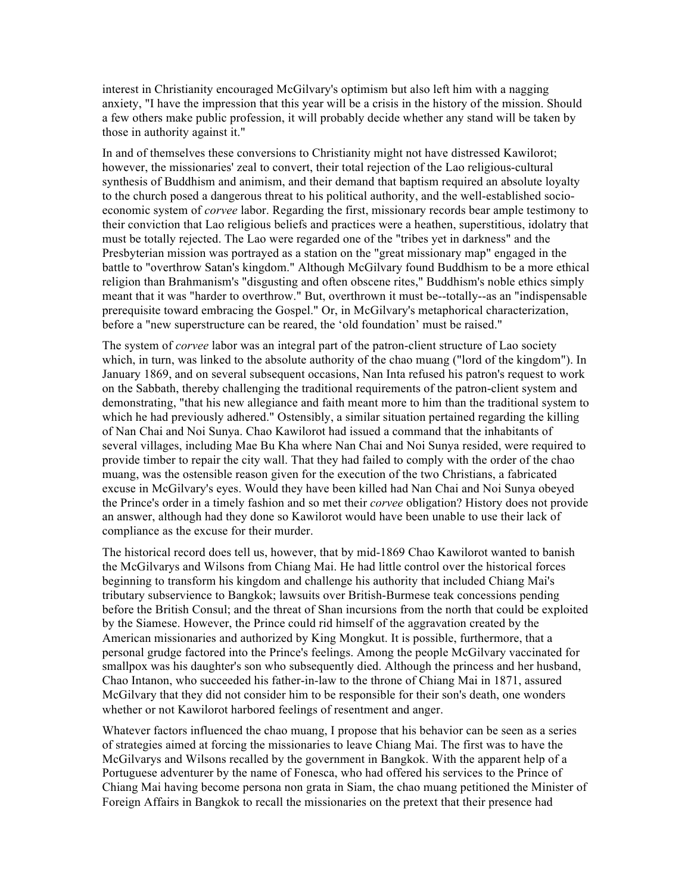interest in Christianity encouraged McGilvary's optimism but also left him with a nagging anxiety, "I have the impression that this year will be a crisis in the history of the mission. Should a few others make public profession, it will probably decide whether any stand will be taken by those in authority against it."

In and of themselves these conversions to Christianity might not have distressed Kawilorot; however, the missionaries' zeal to convert, their total rejection of the Lao religious-cultural synthesis of Buddhism and animism, and their demand that baptism required an absolute loyalty to the church posed a dangerous threat to his political authority, and the well-established socio-economic system of *corvee* labor. Regarding the first, missionary records bear ample testimony to their conviction that Lao religious beliefs and practices were a heathen, superstitious, idolatry that must be totally rejected. The Lao were regarded one of the "tribes yet in darkness" and the Presbyterian mission was portrayed as a station on the "great missionary map" engaged in the battle to "overthrow Satan's kingdom." Although McGilvary found Buddhism to be a more ethical religion than Brahmanism's "disgusting and often obscene rites," Buddhism's noble ethics simply meant that it was "harder to overthrow." But, overthrown it must be--totally--as an "indispensable prerequisite toward embracing the Gospel." Or, in McGilvary's metaphorical characterization, before a "new superstructure can be reared, the 'old foundation' must be raised."

The system of *corvee* labor was an integral part of the patron-client structure of Lao society which, in turn, was linked to the absolute authority of the chao muang ("lord of the kingdom"). In January 1869, and on several subsequent occasions, Nan Inta refused his patron's request to work on the Sabbath, thereby challenging the traditional requirements of the patron-client system and demonstrating, "that his new allegiance and faith meant more to him than the traditional system to which he had previously adhered." Ostensibly, a similar situation pertained regarding the killing of Nan Chai and Noi Sunya. Chao Kawilorot had issued a command that the inhabitants of several villages, including Mae Bu Kha where Nan Chai and Noi Sunya resided, were required to provide timber to repair the city wall. That they had failed to comply with the order of the chao muang, was the ostensible reason given for the execution of the two Christians, a fabricated excuse in McGilvary's eyes. Would they have been killed had Nan Chai and Noi Sunya obeyed the Prince's order in a timely fashion and so met their *corvee* obligation? History does not provide an answer, although had they done so Kawilorot would have been unable to use their lack of compliance as the excuse for their murder.

The historical record does tell us, however, that by mid-1869 Chao Kawilorot wanted to banish the McGilvarys and Wilsons from Chiang Mai. He had little control over the historical forces beginning to transform his kingdom and challenge his authority that included Chiang Mai's tributary subservience to Bangkok; lawsuits over British-Burmese teak concessions pending before the British Consul; and the threat of Shan incursions from the north that could be exploited by the Siamese. However, the Prince could rid himself of the aggravation created by the American missionaries and authorized by King Mongkut. It is possible, furthermore, that a personal grudge factored into the Prince's feelings. Among the people McGilvary vaccinated for smallpox was his daughter's son who subsequently died. Although the princess and her husband, Chao Intanon, who succeeded his father-in-law to the throne of Chiang Mai in 1871, assured McGilvary that they did not consider him to be responsible for their son's death, one wonders whether or not Kawilorot harbored feelings of resentment and anger.

Whatever factors influenced the chao muang, I propose that his behavior can be seen as a series of strategies aimed at forcing the missionaries to leave Chiang Mai. The first was to have the McGilvarys and Wilsons recalled by the government in Bangkok. With the apparent help of a Portuguese adventurer by the name of Fonesca, who had offered his services to the Prince of Chiang Mai having become persona non grata in Siam, the chao muang petitioned the Minister of Foreign Affairs in Bangkok to recall the missionaries on the pretext that their presence had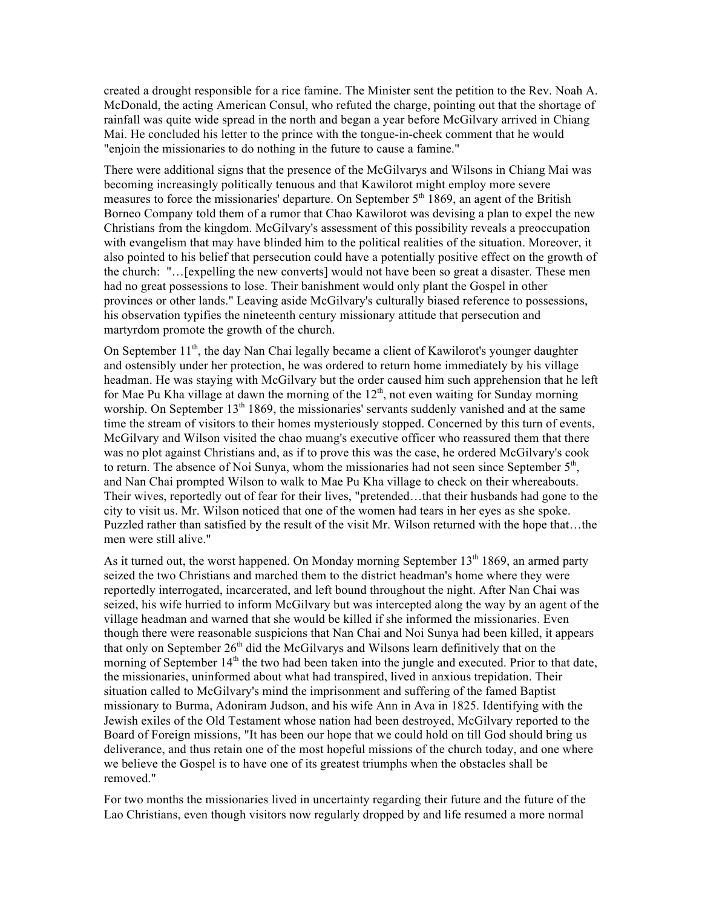created a drought responsible for a rice famine. The Minister sent the petition to the Rev. Noah A. McDonald, the acting American Consul, who refuted the charge, pointing out that the shortage of rainfall was quite wide spread in the north and began a year before McGilvary arrived in Chiang Mai. He concluded his letter to the prince with the tongue-in-cheek comment that he would "enjoin the missionaries to do nothing in the future to cause a famine."

There were additional signs that the presence of the McGilvarys and Wilsons in Chiang Mai was becoming increasingly politically tenuous and that Kawilorot might employ more severe measures to force the missionaries' departure. On September 5th 1869, an agent of the British Borneo Company told them of a rumor that Chao Kawilorot was devising a plan to expel the new Christians from the kingdom. McGilvary's assessment of this possibility reveals a preoccupation with evangelism that may have blinded him to the political realities of the situation. Moreover, it also pointed to his belief that persecution could have a potentially positive effect on the growth of the church: "…[expelling the new converts] would not have been so great a disaster. These men had no great possessions to lose. Their banishment would only plant the Gospel in other provinces or other lands." Leaving aside McGilvary's culturally biased reference to possessions, his observation typifies the nineteenth century missionary attitude that persecution and martyrdom promote the growth of the church.

On September 11th, the day Nan Chai legally became a client of Kawilorot's younger daughter and ostensibly under her protection, he was ordered to return home immediately by his village headman. He was staying with McGilvary but the order caused him such apprehension that he left for Mae Pu Kha village at dawn the morning of the 12th, not even waiting for Sunday morning worship. On September 13th 1869, the missionaries' servants suddenly vanished and at the same time the stream of visitors to their homes mysteriously stopped. Concerned by this turn of events, McGilvary and Wilson visited the chao muang's executive officer who reassured them that there was no plot against Christians and, as if to prove this was the case, he ordered McGilvary's cook to return. The absence of Noi Sunya, whom the missionaries had not seen since September 5th, and Nan Chai prompted Wilson to walk to Mae Pu Kha village to check on their whereabouts. Their wives, reportedly out of fear for their lives, "pretended…that their husbands had gone to the city to visit us. Mr. Wilson noticed that one of the women had tears in her eyes as she spoke. Puzzled rather than satisfied by the result of the visit Mr. Wilson returned with the hope that…the men were still alive."

As it turned out, the worst happened. On Monday morning September 13th 1869, an armed party seized the two Christians and marched them to the district headman's home where they were reportedly interrogated, incarcerated, and left bound throughout the night. After Nan Chai was seized, his wife hurried to inform McGilvary but was intercepted along the way by an agent of the village headman and warned that she would be killed if she informed the missionaries. Even though there were reasonable suspicions that Nan Chai and Noi Sunya had been killed, it appears that only on September 26th did the McGilvarys and Wilsons learn definitively that on the morning of September 14th the two had been taken into the jungle and executed. Prior to that date, the missionaries, uninformed about what had transpired, lived in anxious trepidation. Their situation called to McGilvary's mind the imprisonment and suffering of the famed Baptist missionary to Burma, Adoniram Judson, and his wife Ann in Ava in 1825. Identifying with the Jewish exiles of the Old Testament whose nation had been destroyed, McGilvary reported to the Board of Foreign missions, "It has been our hope that we could hold on till God should bring us deliverance, and thus retain one of the most hopeful missions of the church today, and one where we believe the Gospel is to have one of its greatest triumphs when the obstacles shall be removed."

For two months the missionaries lived in uncertainty regarding their future and the future of the Lao Christians, even though visitors now regularly dropped by and life resumed a more normal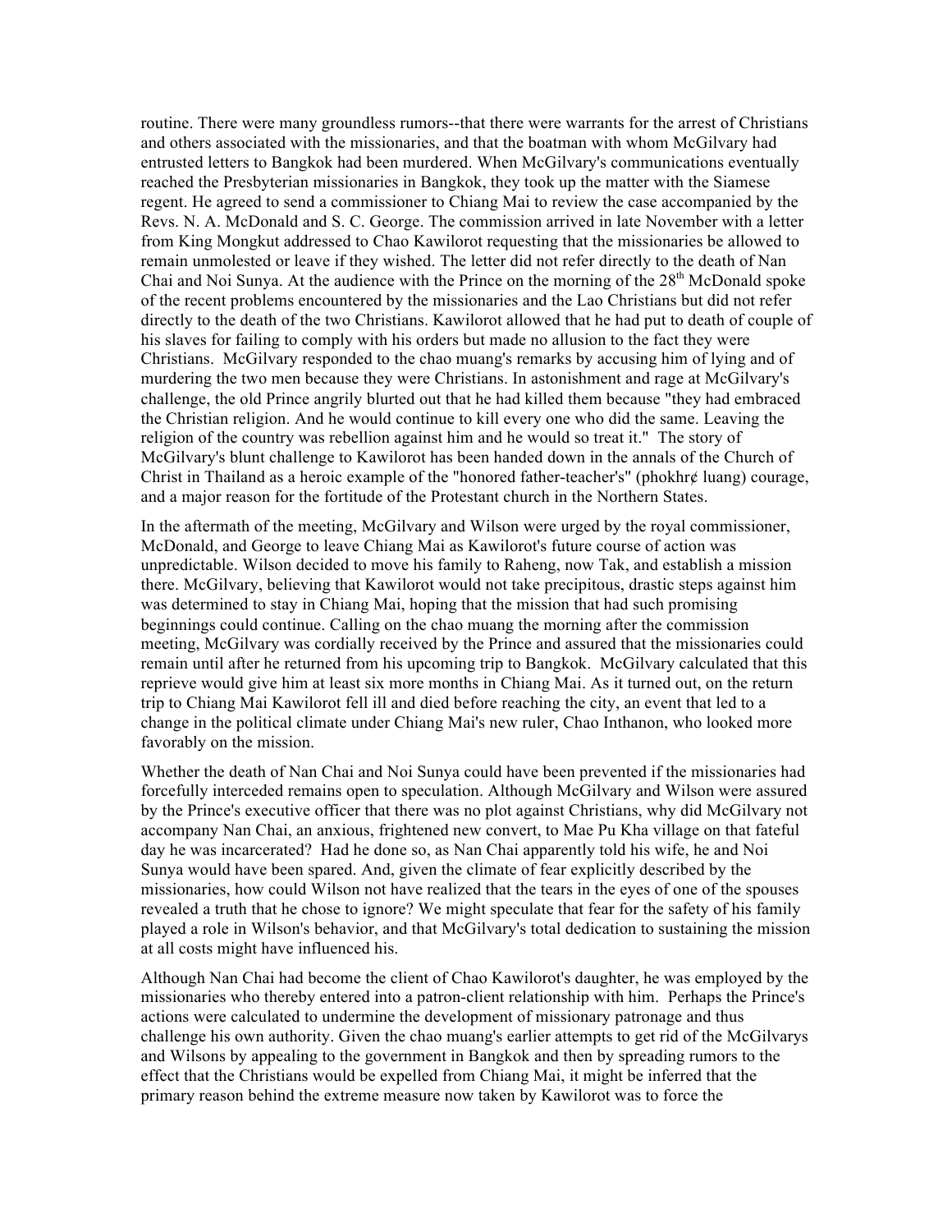routine. There were many groundless rumors--that there were warrants for the arrest of Christians and others associated with the missionaries, and that the boatman with whom McGilvary had entrusted letters to Bangkok had been murdered. When McGilvary's communications eventually reached the Presbyterian missionaries in Bangkok, they took up the matter with the Siamese regent. He agreed to send a commissioner to Chiang Mai to review the case accompanied by the Revs. N. A. McDonald and S. C. George. The commission arrived in late November with a letter from King Mongkut addressed to Chao Kawilorot requesting that the missionaries be allowed to remain unmolested or leave if they wished. The letter did not refer directly to the death of Nan Chai and Noi Sunya. At the audience with the Prince on the morning of the 28th McDonald spoke of the recent problems encountered by the missionaries and the Lao Christians but did not refer directly to the death of the two Christians. Kawilorot allowed that he had put to death of couple of his slaves for failing to comply with his orders but made no allusion to the fact they were Christians. McGilvary responded to the chao muang's remarks by accusing him of lying and of murdering the two men because they were Christians. In astonishment and rage at McGilvary's challenge, the old Prince angrily blurted out that he had killed them because "they had embraced the Christian religion. And he would continue to kill every one who did the same. Leaving the religion of the country was rebellion against him and he would so treat it." The story of McGilvary's blunt challenge to Kawilorot has been handed down in the annals of the Church of Christ in Thailand as a heroic example of the "honored father-teacher's" (phokhr¢ luang) courage, and a major reason for the fortitude of the Protestant church in the Northern States.

In the aftermath of the meeting, McGilvary and Wilson were urged by the royal commissioner, McDonald, and George to leave Chiang Mai as Kawilorot's future course of action was unpredictable. Wilson decided to move his family to Raheng, now Tak, and establish a mission there. McGilvary, believing that Kawilorot would not take precipitous, drastic steps against him was determined to stay in Chiang Mai, hoping that the mission that had such promising beginnings could continue. Calling on the chao muang the morning after the commission meeting, McGilvary was cordially received by the Prince and assured that the missionaries could remain until after he returned from his upcoming trip to Bangkok. McGilvary calculated that this reprieve would give him at least six more months in Chiang Mai. As it turned out, on the return trip to Chiang Mai Kawilorot fell ill and died before reaching the city, an event that led to a change in the political climate under Chiang Mai's new ruler, Chao Inthanon, who looked more favorably on the mission.

Whether the death of Nan Chai and Noi Sunya could have been prevented if the missionaries had forcefully interceded remains open to speculation. Although McGilvary and Wilson were assured by the Prince's executive officer that there was no plot against Christians, why did McGilvary not accompany Nan Chai, an anxious, frightened new convert, to Mae Pu Kha village on that fateful day he was incarcerated? Had he done so, as Nan Chai apparently told his wife, he and Noi Sunya would have been spared. And, given the climate of fear explicitly described by the missionaries, how could Wilson not have realized that the tears in the eyes of one of the spouses revealed a truth that he chose to ignore? We might speculate that fear for the safety of his family played a role in Wilson's behavior, and that McGilvary's total dedication to sustaining the mission at all costs might have influenced his.

Although Nan Chai had become the client of Chao Kawilorot's daughter, he was employed by the missionaries who thereby entered into a patron-client relationship with him. Perhaps the Prince's actions were calculated to undermine the development of missionary patronage and thus challenge his own authority. Given the chao muang's earlier attempts to get rid of the McGilvarys and Wilsons by appealing to the government in Bangkok and then by spreading rumors to the effect that the Christians would be expelled from Chiang Mai, it might be inferred that the primary reason behind the extreme measure now taken by Kawilorot was to force the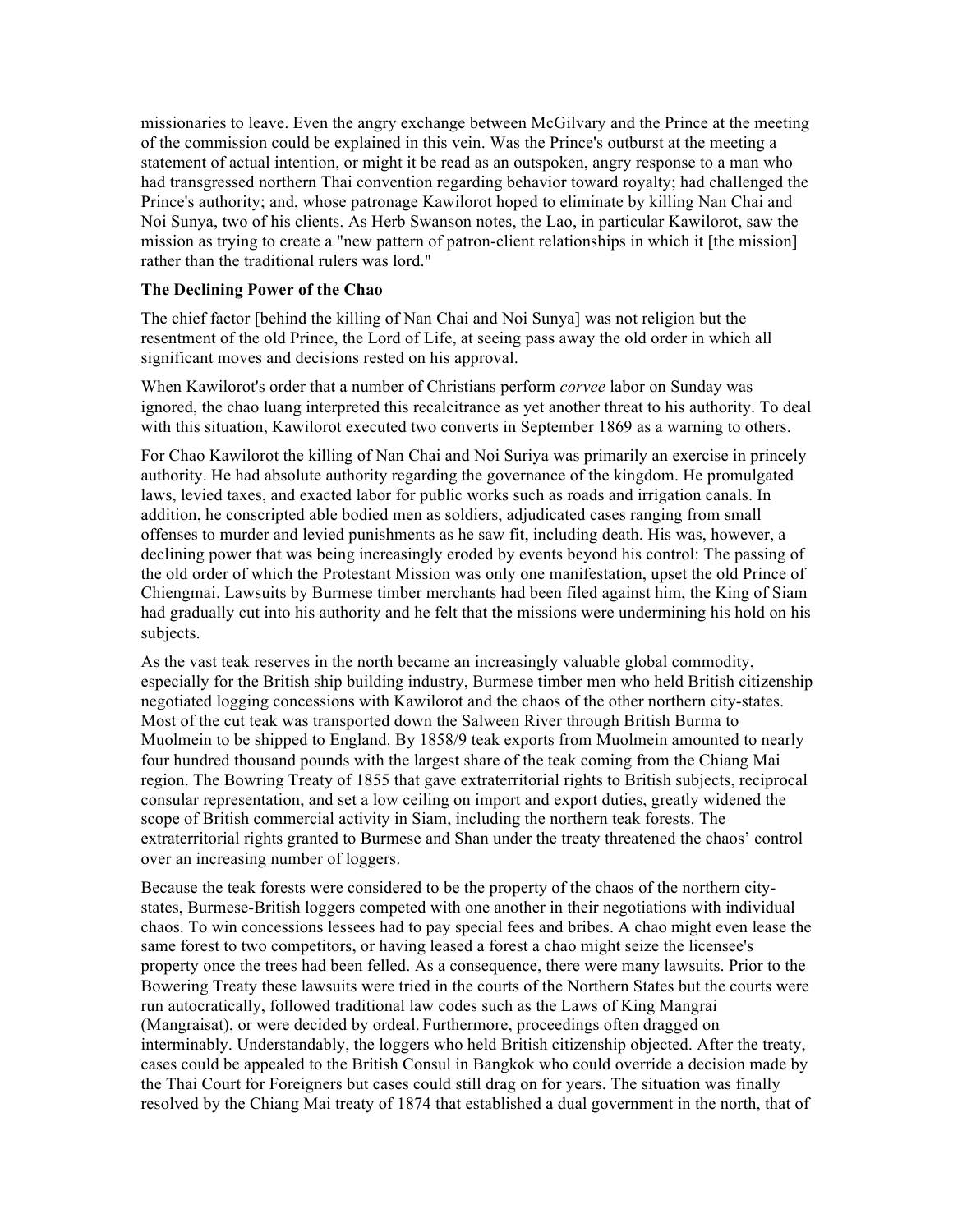missionaries to leave. Even the angry exchange between McGilvary and the Prince at the meeting of the commission could be explained in this vein. Was the Prince's outburst at the meeting a statement of actual intention, or might it be read as an outspoken, angry response to a man who had transgressed northern Thai convention regarding behavior toward royalty; had challenged the Prince's authority; and, whose patronage Kawilorot hoped to eliminate by killing Nan Chai and Noi Sunya, two of his clients. As Herb Swanson notes, the Lao, in particular Kawilorot, saw the mission as trying to create a "new pattern of patron-client relationships in which it [the mission] rather than the traditional rulers was lord."

**The Declining Power of the Chao**

The chief factor [behind the killing of Nan Chai and Noi Sunya] was not religion but the resentment of the old Prince, the Lord of Life, at seeing pass away the old order in which all significant moves and decisions rested on his approval.

When Kawilorot's order that a number of Christians perform *corvee* labor on Sunday was ignored, the chao luang interpreted this recalcitrance as yet another threat to his authority. To deal with this situation, Kawilorot executed two converts in September 1869 as a warning to others.

For Chao Kawilorot the killing of Nan Chai and Noi Suriya was primarily an exercise in princely authority. He had absolute authority regarding the governance of the kingdom. He promulgated laws, levied taxes, and exacted labor for public works such as roads and irrigation canals. In addition, he conscripted able bodied men as soldiers, adjudicated cases ranging from small offenses to murder and levied punishments as he saw fit, including death. His was, however, a declining power that was being increasingly eroded by events beyond his control: The passing of the old order of which the Protestant Mission was only one manifestation, upset the old Prince of Chiengmai. Lawsuits by Burmese timber merchants had been filed against him, the King of Siam had gradually cut into his authority and he felt that the missions were undermining his hold on his subjects.

As the vast teak reserves in the north became an increasingly valuable global commodity, especially for the British ship building industry, Burmese timber men who held British citizenship negotiated logging concessions with Kawilorot and the chaos of the other northern city-states. Most of the cut teak was transported down the Salween River through British Burma to Muolmein to be shipped to England. By 1858/9 teak exports from Muolmein amounted to nearly four hundred thousand pounds with the largest share of the teak coming from the Chiang Mai region. The Bowring Treaty of 1855 that gave extraterritorial rights to British subjects, reciprocal consular representation, and set a low ceiling on import and export duties, greatly widened the scope of British commercial activity in Siam, including the northern teak forests. The extraterritorial rights granted to Burmese and Shan under the treaty threatened the chaos' control over an increasing number of loggers.

Because the teak forests were considered to be the property of the chaos of the northern city-states, Burmese-British loggers competed with one another in their negotiations with individual chaos. To win concessions lessees had to pay special fees and bribes. A chao might even lease the same forest to two competitors, or having leased a forest a chao might seize the licensee's property once the trees had been felled. As a consequence, there were many lawsuits. Prior to the Bowering Treaty these lawsuits were tried in the courts of the Northern States but the courts were run autocratically, followed traditional law codes such as the Laws of King Mangrai (Mangraisat), or were decided by ordeal. Furthermore, proceedings often dragged on interminably. Understandably, the loggers who held British citizenship objected. After the treaty, cases could be appealed to the British Consul in Bangkok who could override a decision made by the Thai Court for Foreigners but cases could still drag on for years. The situation was finally resolved by the Chiang Mai treaty of 1874 that established a dual government in the north, that of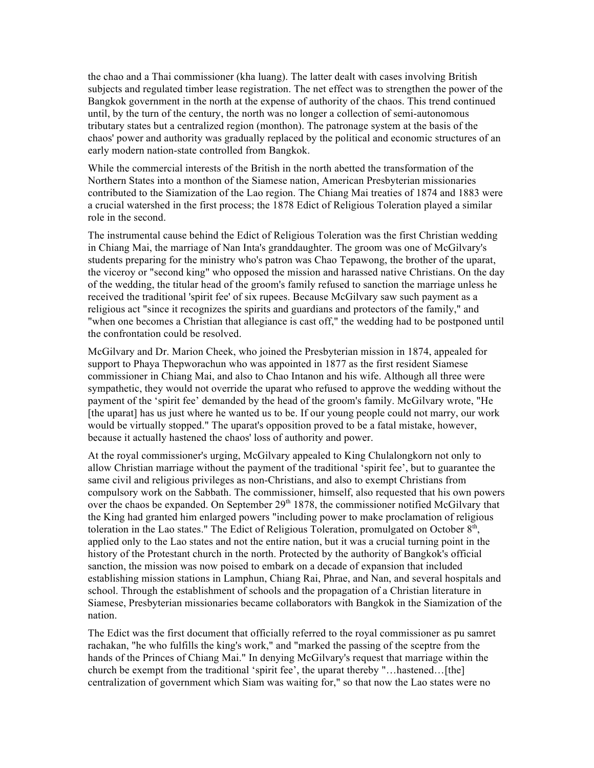the chao and a Thai commissioner (kha luang). The latter dealt with cases involving British subjects and regulated timber lease registration. The net effect was to strengthen the power of the Bangkok government in the north at the expense of authority of the chaos. This trend continued until, by the turn of the century, the north was no longer a collection of semi-autonomous tributary states but a centralized region (monthon). The patronage system at the basis of the chaos' power and authority was gradually replaced by the political and economic structures of an early modern nation-state controlled from Bangkok.

While the commercial interests of the British in the north abetted the transformation of the Northern States into a monthon of the Siamese nation, American Presbyterian missionaries contributed to the Siamization of the Lao region. The Chiang Mai treaties of 1874 and 1883 were a crucial watershed in the first process; the 1878 Edict of Religious Toleration played a similar role in the second.

The instrumental cause behind the Edict of Religious Toleration was the first Christian wedding in Chiang Mai, the marriage of Nan Inta's granddaughter. The groom was one of McGilvary's students preparing for the ministry who's patron was Chao Tepawong, the brother of the uparat, the viceroy or "second king" who opposed the mission and harassed native Christians. On the day of the wedding, the titular head of the groom's family refused to sanction the marriage unless he received the traditional 'spirit fee' of six rupees. Because McGilvary saw such payment as a religious act "since it recognizes the spirits and guardians and protectors of the family," and "when one becomes a Christian that allegiance is cast off," the wedding had to be postponed until the confrontation could be resolved.

McGilvary and Dr. Marion Cheek, who joined the Presbyterian mission in 1874, appealed for support to Phaya Thepworachun who was appointed in 1877 as the first resident Siamese commissioner in Chiang Mai, and also to Chao Intanon and his wife. Although all three were sympathetic, they would not override the uparat who refused to approve the wedding without the payment of the 'spirit fee' demanded by the head of the groom's family. McGilvary wrote, "He [the uparat] has us just where he wanted us to be. If our young people could not marry, our work would be virtually stopped." The uparat's opposition proved to be a fatal mistake, however, because it actually hastened the chaos' loss of authority and power.

At the royal commissioner's urging, McGilvary appealed to King Chulalongkorn not only to allow Christian marriage without the payment of the traditional 'spirit fee', but to guarantee the same civil and religious privileges as non-Christians, and also to exempt Christians from compulsory work on the Sabbath. The commissioner, himself, also requested that his own powers over the chaos be expanded. On September 29th 1878, the commissioner notified McGilvary that the King had granted him enlarged powers "including power to make proclamation of religious toleration in the Lao states." The Edict of Religious Toleration, promulgated on October 8th, applied only to the Lao states and not the entire nation, but it was a crucial turning point in the history of the Protestant church in the north. Protected by the authority of Bangkok's official sanction, the mission was now poised to embark on a decade of expansion that included establishing mission stations in Lamphun, Chiang Rai, Phrae, and Nan, and several hospitals and school. Through the establishment of schools and the propagation of a Christian literature in Siamese, Presbyterian missionaries became collaborators with Bangkok in the Siamization of the nation.

The Edict was the first document that officially referred to the royal commissioner as pu samret rachakan, "he who fulfills the king's work," and "marked the passing of the sceptre from the hands of the Princes of Chiang Mai." In denying McGilvary's request that marriage within the church be exempt from the traditional 'spirit fee', the uparat thereby "…hastened…[the] centralization of government which Siam was waiting for," so that now the Lao states were no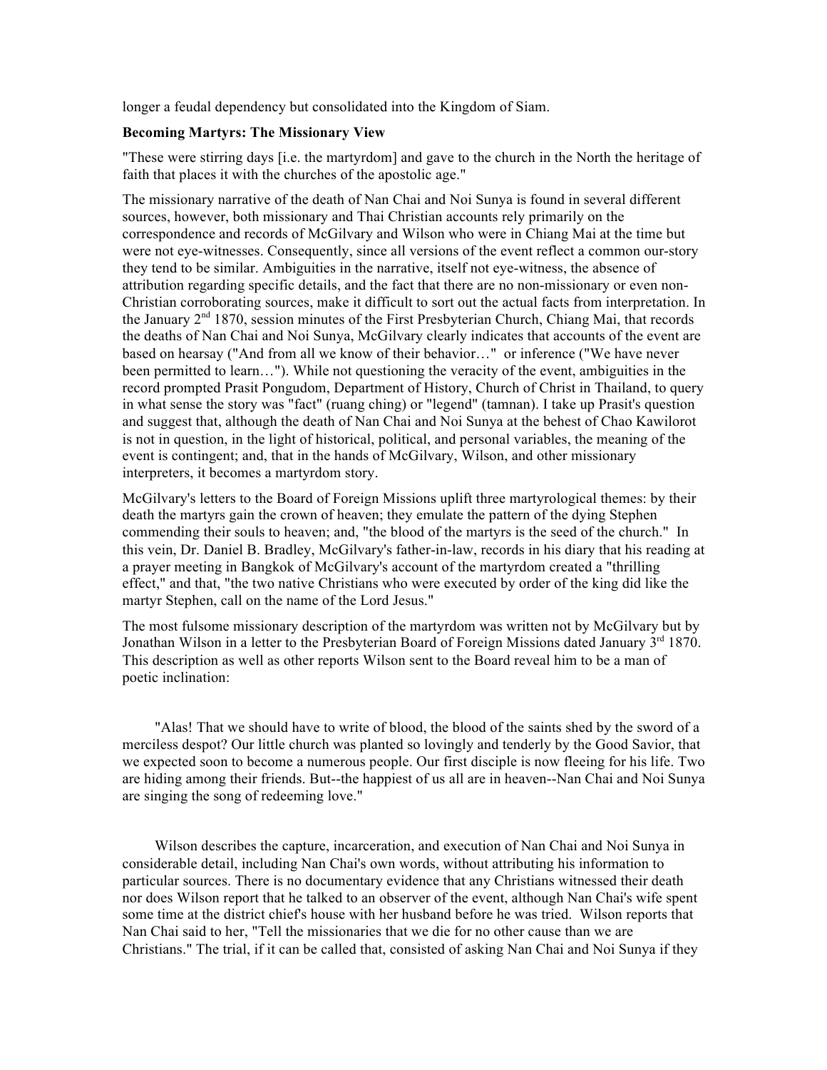longer a feudal dependency but consolidated into the Kingdom of Siam.

**Becoming Martyrs: The Missionary View**

"These were stirring days [i.e. the martyrdom] and gave to the church in the North the heritage of faith that places it with the churches of the apostolic age."

The missionary narrative of the death of Nan Chai and Noi Sunya is found in several different sources, however, both missionary and Thai Christian accounts rely primarily on the correspondence and records of McGilvary and Wilson who were in Chiang Mai at the time but were not eye-witnesses. Consequently, since all versions of the event reflect a common our-story they tend to be similar. Ambiguities in the narrative, itself not eye-witness, the absence of attribution regarding specific details, and the fact that there are no non-missionary or even non-Christian corroborating sources, make it difficult to sort out the actual facts from interpretation. In the January 2nd 1870, session minutes of the First Presbyterian Church, Chiang Mai, that records the deaths of Nan Chai and Noi Sunya, McGilvary clearly indicates that accounts of the event are based on hearsay ("And from all we know of their behavior…" or inference ("We have never been permitted to learn…"). While not questioning the veracity of the event, ambiguities in the record prompted Prasit Pongudom, Department of History, Church of Christ in Thailand, to query in what sense the story was "fact" (ruang ching) or "legend" (tamnan). I take up Prasit's question and suggest that, although the death of Nan Chai and Noi Sunya at the behest of Chao Kawilorot is not in question, in the light of historical, political, and personal variables, the meaning of the event is contingent; and, that in the hands of McGilvary, Wilson, and other missionary interpreters, it becomes a martyrdom story.

McGilvary's letters to the Board of Foreign Missions uplift three martyrological themes: by their death the martyrs gain the crown of heaven; they emulate the pattern of the dying Stephen commending their souls to heaven; and, "the blood of the martyrs is the seed of the church." In this vein, Dr. Daniel B. Bradley, McGilvary's father-in-law, records in his diary that his reading at a prayer meeting in Bangkok of McGilvary's account of the martyrdom created a "thrilling effect," and that, "the two native Christians who were executed by order of the king did like the martyr Stephen, call on the name of the Lord Jesus."

The most fulsome missionary description of the martyrdom was written not by McGilvary but by Jonathan Wilson in a letter to the Presbyterian Board of Foreign Missions dated January 3rd 1870. This description as well as other reports Wilson sent to the Board reveal him to be a man of poetic inclination:

> "Alas! That we should have to write of blood, the blood of the saints shed by the sword of a merciless despot? Our little church was planted so lovingly and tenderly by the Good Savior, that we expected soon to become a numerous people. Our first disciple is now fleeing for his life. Two are hiding among their friends. But--the happiest of us all are in heaven--Nan Chai and Noi Sunya are singing the song of redeeming love."

Wilson describes the capture, incarceration, and execution of Nan Chai and Noi Sunya in considerable detail, including Nan Chai's own words, without attributing his information to particular sources. There is no documentary evidence that any Christians witnessed their death nor does Wilson report that he talked to an observer of the event, although Nan Chai's wife spent some time at the district chief's house with her husband before he was tried. Wilson reports that Nan Chai said to her, "Tell the missionaries that we die for no other cause than we are Christians." The trial, if it can be called that, consisted of asking Nan Chai and Noi Sunya if they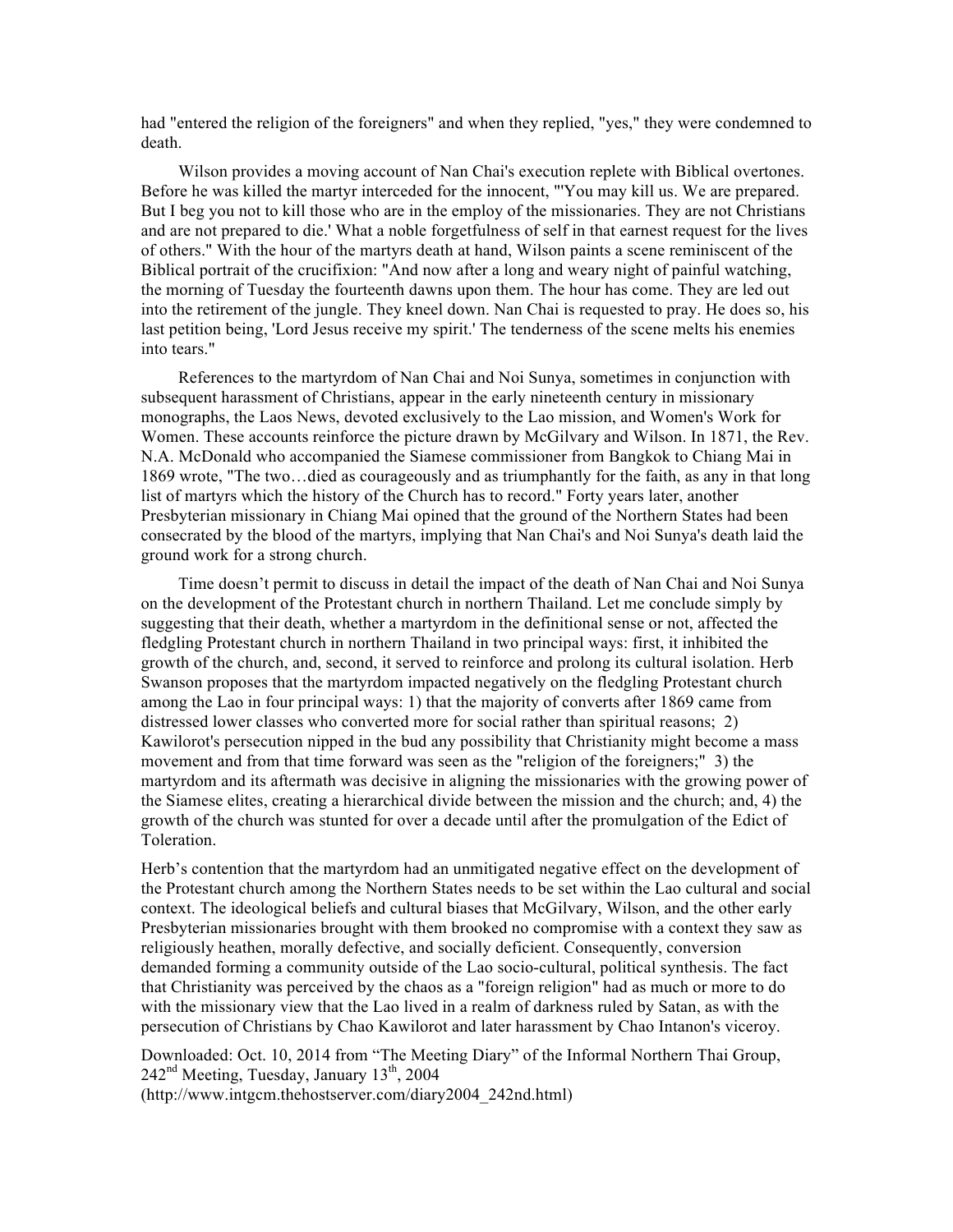had "entered the religion of the foreigners" and when they replied, "yes," they were condemned to death.

Wilson provides a moving account of Nan Chai's execution replete with Biblical overtones. Before he was killed the martyr interceded for the innocent, "'You may kill us. We are prepared. But I beg you not to kill those who are in the employ of the missionaries. They are not Christians and are not prepared to die.' What a noble forgetfulness of self in that earnest request for the lives of others." With the hour of the martyrs death at hand, Wilson paints a scene reminiscent of the Biblical portrait of the crucifixion: "And now after a long and weary night of painful watching, the morning of Tuesday the fourteenth dawns upon them. The hour has come. They are led out into the retirement of the jungle. They kneel down. Nan Chai is requested to pray. He does so, his last petition being, 'Lord Jesus receive my spirit.' The tenderness of the scene melts his enemies into tears."

References to the martyrdom of Nan Chai and Noi Sunya, sometimes in conjunction with subsequent harassment of Christians, appear in the early nineteenth century in missionary monographs, the Laos News, devoted exclusively to the Lao mission, and Women's Work for Women. These accounts reinforce the picture drawn by McGilvary and Wilson. In 1871, the Rev. N.A. McDonald who accompanied the Siamese commissioner from Bangkok to Chiang Mai in 1869 wrote, "The two…died as courageously and as triumphantly for the faith, as any in that long list of martyrs which the history of the Church has to record." Forty years later, another Presbyterian missionary in Chiang Mai opined that the ground of the Northern States had been consecrated by the blood of the martyrs, implying that Nan Chai's and Noi Sunya's death laid the ground work for a strong church.

Time doesn't permit to discuss in detail the impact of the death of Nan Chai and Noi Sunya on the development of the Protestant church in northern Thailand. Let me conclude simply by suggesting that their death, whether a martyrdom in the definitional sense or not, affected the fledgling Protestant church in northern Thailand in two principal ways: first, it inhibited the growth of the church, and, second, it served to reinforce and prolong its cultural isolation. Herb Swanson proposes that the martyrdom impacted negatively on the fledgling Protestant church among the Lao in four principal ways: 1) that the majority of converts after 1869 came from distressed lower classes who converted more for social rather than spiritual reasons; 2) Kawilorot's persecution nipped in the bud any possibility that Christianity might become a mass movement and from that time forward was seen as the "religion of the foreigners;" 3) the martyrdom and its aftermath was decisive in aligning the missionaries with the growing power of the Siamese elites, creating a hierarchical divide between the mission and the church; and, 4) the growth of the church was stunted for over a decade until after the promulgation of the Edict of Toleration.

Herb's contention that the martyrdom had an unmitigated negative effect on the development of the Protestant church among the Northern States needs to be set within the Lao cultural and social context. The ideological beliefs and cultural biases that McGilvary, Wilson, and the other early Presbyterian missionaries brought with them brooked no compromise with a context they saw as religiously heathen, morally defective, and socially deficient. Consequently, conversion demanded forming a community outside of the Lao socio-cultural, political synthesis. The fact that Christianity was perceived by the chaos as a "foreign religion" had as much or more to do with the missionary view that the Lao lived in a realm of darkness ruled by Satan, as with the persecution of Christians by Chao Kawilorot and later harassment by Chao Intanon's viceroy.

Downloaded: Oct. 10, 2014 from "The Meeting Diary" of the Informal Northern Thai Group, 242nd Meeting, Tuesday, January 13th, 2004
(http://www.intgcm.thehostserver.com/diary2004_242nd.html)